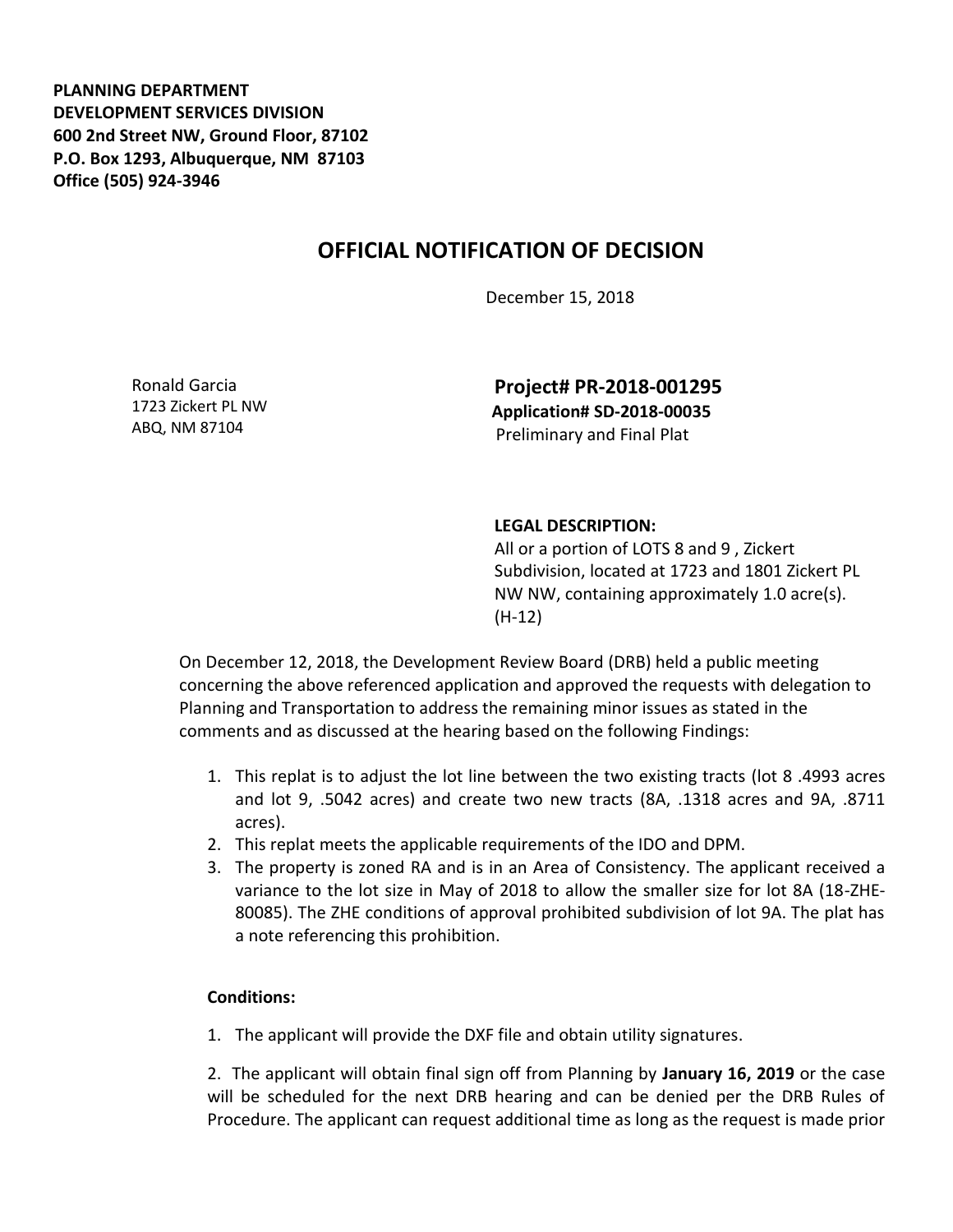**PLANNING DEPARTMENT**
**DEVELOPMENT SERVICES DIVISION**
**600 2nd Street NW, Ground Floor, 87102**
**P.O. Box 1293, Albuquerque, NM 87103**
**Office (505) 924-3946**

# OFFICIAL NOTIFICATION OF DECISION

December 15, 2018

Ronald Garcia
1723 Zickert PL NW
ABQ, NM 87104

**Project# PR-2018-001295**
**Application# SD-2018-00035**
Preliminary and Final Plat

**LEGAL DESCRIPTION:**
All or a portion of LOTS 8 and 9 , Zickert Subdivision, located at 1723 and 1801 Zickert PL NW NW, containing approximately 1.0 acre(s). (H-12)

On December 12, 2018, the Development Review Board (DRB) held a public meeting concerning the above referenced application and approved the requests with delegation to Planning and Transportation to address the remaining minor issues as stated in the comments and as discussed at the hearing based on the following Findings:

1. This replat is to adjust the lot line between the two existing tracts (lot 8 .4993 acres and lot 9, .5042 acres) and create two new tracts (8A, .1318 acres and 9A, .8711 acres).
2. This replat meets the applicable requirements of the IDO and DPM.
3. The property is zoned RA and is in an Area of Consistency. The applicant received a variance to the lot size in May of 2018 to allow the smaller size for lot 8A (18-ZHE-80085). The ZHE conditions of approval prohibited subdivision of lot 9A. The plat has a note referencing this prohibition.

**Conditions:**

1. The applicant will provide the DXF file and obtain utility signatures.

2. The applicant will obtain final sign off from Planning by **January 16, 2019** or the case will be scheduled for the next DRB hearing and can be denied per the DRB Rules of Procedure. The applicant can request additional time as long as the request is made prior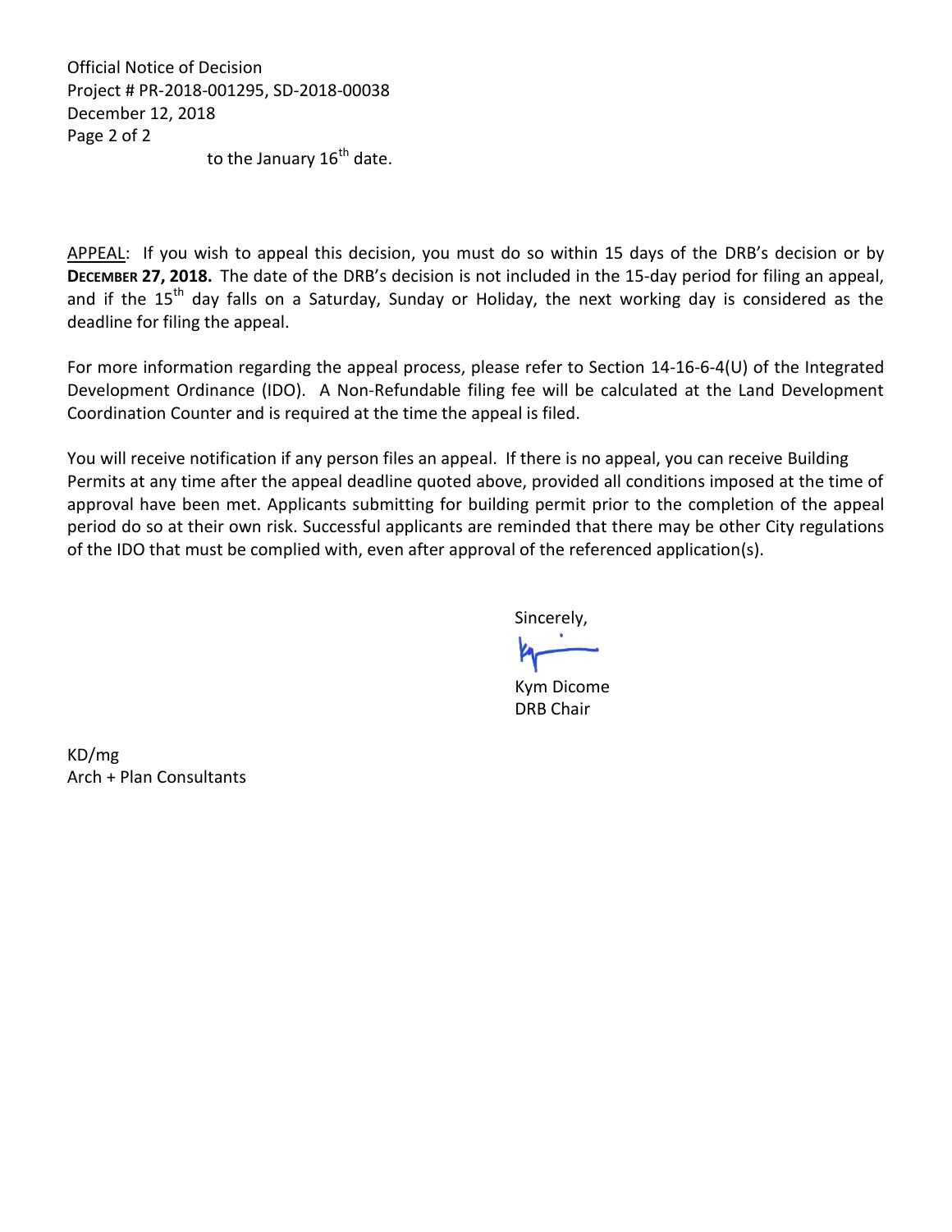to the January 16th date.

APPEAL: If you wish to appeal this decision, you must do so within 15 days of the DRB's decision or by **DECEMBER 27, 2018.** The date of the DRB's decision is not included in the 15-day period for filing an appeal, and if the 15th day falls on a Saturday, Sunday or Holiday, the next working day is considered as the deadline for filing the appeal.

For more information regarding the appeal process, please refer to Section 14-16-6-4(U) of the Integrated Development Ordinance (IDO). A Non-Refundable filing fee will be calculated at the Land Development Coordination Counter and is required at the time the appeal is filed.

You will receive notification if any person files an appeal. If there is no appeal, you can receive Building Permits at any time after the appeal deadline quoted above, provided all conditions imposed at the time of approval have been met. Applicants submitting for building permit prior to the completion of the appeal period do so at their own risk. Successful applicants are reminded that there may be other City regulations of the IDO that must be complied with, even after approval of the referenced application(s).

Sincerely,

Kym Dicome
DRB Chair

KD/mg
Arch + Plan Consultants